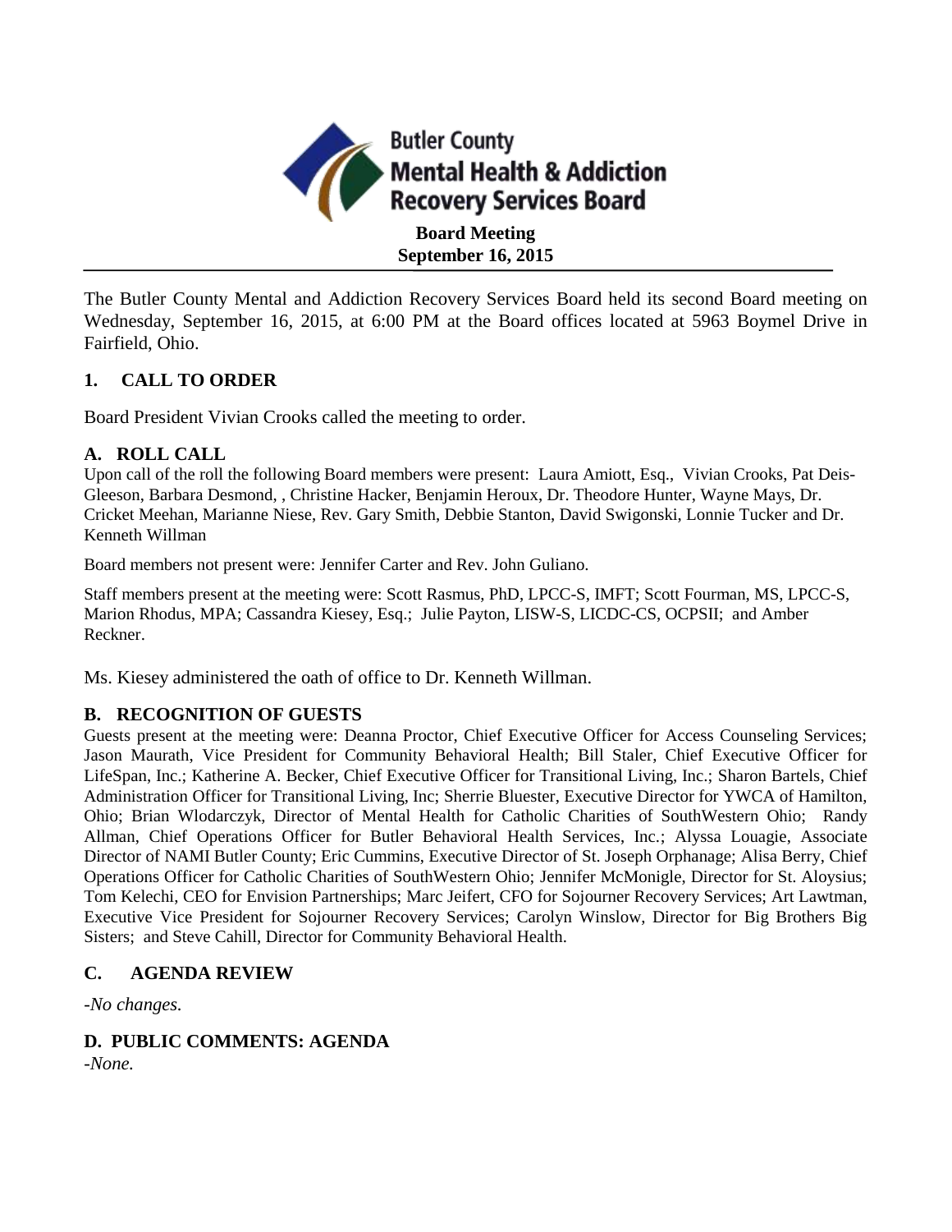Butler County
Mental Health & Addiction
Recovery Services Board

**Board Meeting**
**September 16, 2015**

The Butler County Mental and Addiction Recovery Services Board held its second Board meeting on Wednesday, September 16, 2015, at 6:00 PM at the Board offices located at 5963 Boymel Drive in Fairfield, Ohio.

## 1. CALL TO ORDER

Board President Vivian Crooks called the meeting to order.

### A. ROLL CALL

Upon call of the roll the following Board members were present: Laura Amiott, Esq., Vivian Crooks, Pat Deis-Gleeson, Barbara Desmond, , Christine Hacker, Benjamin Heroux, Dr. Theodore Hunter, Wayne Mays, Dr. Cricket Meehan, Marianne Niese, Rev. Gary Smith, Debbie Stanton, David Swigonski, Lonnie Tucker and Dr. Kenneth Willman

Board members not present were: Jennifer Carter and Rev. John Guliano.

Staff members present at the meeting were: Scott Rasmus, PhD, LPCC-S, IMFT; Scott Fourman, MS, LPCC-S, Marion Rhodus, MPA; Cassandra Kiesey, Esq.; Julie Payton, LISW-S, LICDC-CS, OCPSII; and Amber Reckner.

Ms. Kiesey administered the oath of office to Dr. Kenneth Willman.

### B. RECOGNITION OF GUESTS

Guests present at the meeting were: Deanna Proctor, Chief Executive Officer for Access Counseling Services; Jason Maurath, Vice President for Community Behavioral Health; Bill Staler, Chief Executive Officer for LifeSpan, Inc.; Katherine A. Becker, Chief Executive Officer for Transitional Living, Inc.; Sharon Bartels, Chief Administration Officer for Transitional Living, Inc; Sherrie Bluester, Executive Director for YWCA of Hamilton, Ohio; Brian Wlodarczyk, Director of Mental Health for Catholic Charities of SouthWestern Ohio; Randy Allman, Chief Operations Officer for Butler Behavioral Health Services, Inc.; Alyssa Louagie, Associate Director of NAMI Butler County; Eric Cummins, Executive Director of St. Joseph Orphanage; Alisa Berry, Chief Operations Officer for Catholic Charities of SouthWestern Ohio; Jennifer McMonigle, Director for St. Aloysius; Tom Kelechi, CEO for Envision Partnerships; Marc Jeifert, CFO for Sojourner Recovery Services; Art Lawtman, Executive Vice President for Sojourner Recovery Services; Carolyn Winslow, Director for Big Brothers Big Sisters; and Steve Cahill, Director for Community Behavioral Health.

### C. AGENDA REVIEW

*-No changes.*

### D. PUBLIC COMMENTS: AGENDA

*-None.*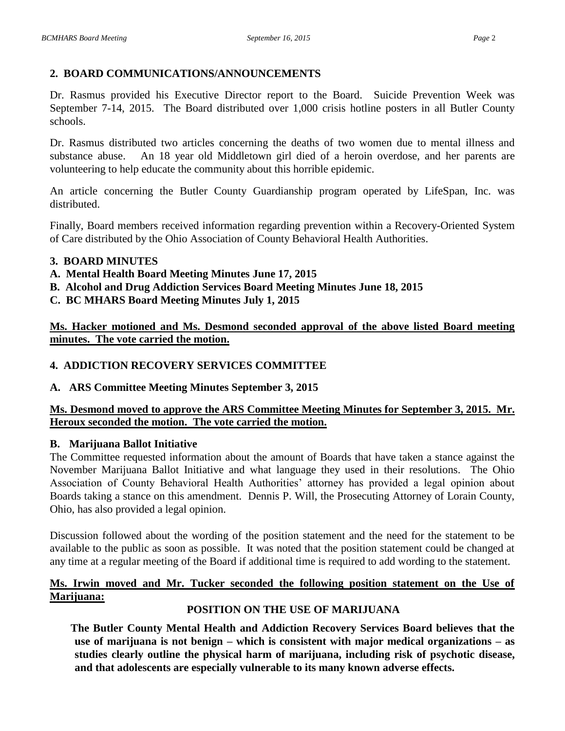## 2. BOARD COMMUNICATIONS/ANNOUNCEMENTS

Dr. Rasmus provided his Executive Director report to the Board. Suicide Prevention Week was September 7-14, 2015. The Board distributed over 1,000 crisis hotline posters in all Butler County schools.

Dr. Rasmus distributed two articles concerning the deaths of two women due to mental illness and substance abuse. An 18 year old Middletown girl died of a heroin overdose, and her parents are volunteering to help educate the community about this horrible epidemic.

An article concerning the Butler County Guardianship program operated by LifeSpan, Inc. was distributed.

Finally, Board members received information regarding prevention within a Recovery-Oriented System of Care distributed by the Ohio Association of County Behavioral Health Authorities.

## 3. BOARD MINUTES

**A. Mental Health Board Meeting Minutes June 17, 2015**

**B. Alcohol and Drug Addiction Services Board Meeting Minutes June 18, 2015**

**C. BC MHARS Board Meeting Minutes July 1, 2015**

**Ms. Hacker motioned and Ms. Desmond seconded approval of the above listed Board meeting minutes. The vote carried the motion.**

## 4. ADDICTION RECOVERY SERVICES COMMITTEE

### A. ARS Committee Meeting Minutes September 3, 2015

**Ms. Desmond moved to approve the ARS Committee Meeting Minutes for September 3, 2015. Mr. Heroux seconded the motion. The vote carried the motion.**

### B. Marijuana Ballot Initiative

The Committee requested information about the amount of Boards that have taken a stance against the November Marijuana Ballot Initiative and what language they used in their resolutions. The Ohio Association of County Behavioral Health Authorities' attorney has provided a legal opinion about Boards taking a stance on this amendment. Dennis P. Will, the Prosecuting Attorney of Lorain County, Ohio, has also provided a legal opinion.

Discussion followed about the wording of the position statement and the need for the statement to be available to the public as soon as possible. It was noted that the position statement could be changed at any time at a regular meeting of the Board if additional time is required to add wording to the statement.

**Ms. Irwin moved and Mr. Tucker seconded the following position statement on the Use of Marijuana:**

**POSITION ON THE USE OF MARIJUANA**

**The Butler County Mental Health and Addiction Recovery Services Board believes that the use of marijuana is not benign – which is consistent with major medical organizations – as studies clearly outline the physical harm of marijuana, including risk of psychotic disease, and that adolescents are especially vulnerable to its many known adverse effects.**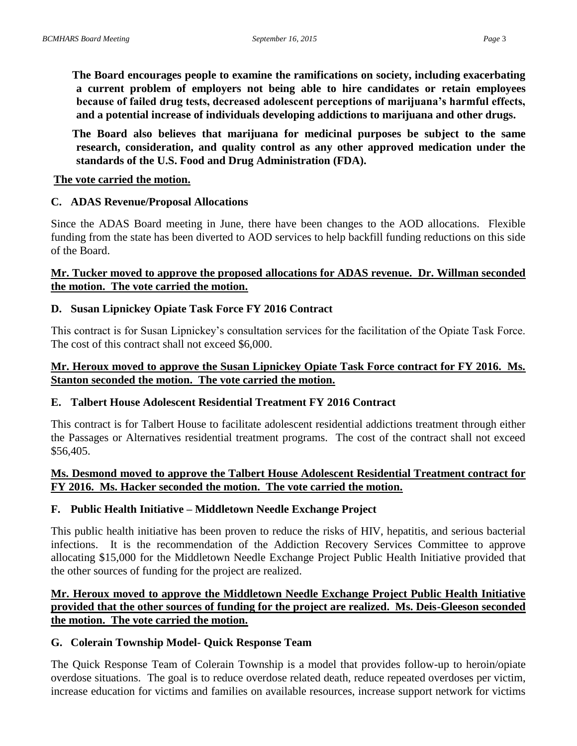**The Board encourages people to examine the ramifications on society, including exacerbating a current problem of employers not being able to hire candidates or retain employees because of failed drug tests, decreased adolescent perceptions of marijuana's harmful effects, and a potential increase of individuals developing addictions to marijuana and other drugs.**

**The Board also believes that marijuana for medicinal purposes be subject to the same research, consideration, and quality control as any other approved medication under the standards of the U.S. Food and Drug Administration (FDA).**

**<u>The vote carried the motion.</u>**

### C. ADAS Revenue/Proposal Allocations

Since the ADAS Board meeting in June, there have been changes to the AOD allocations. Flexible funding from the state has been diverted to AOD services to help backfill funding reductions on this side of the Board.

**<u>Mr. Tucker moved to approve the proposed allocations for ADAS revenue. Dr. Willman seconded the motion. The vote carried the motion.</u>**

### D. Susan Lipnickey Opiate Task Force FY 2016 Contract

This contract is for Susan Lipnickey's consultation services for the facilitation of the Opiate Task Force. The cost of this contract shall not exceed $6,000.

**<u>Mr. Heroux moved to approve the Susan Lipnickey Opiate Task Force contract for FY 2016. Ms. Stanton seconded the motion. The vote carried the motion.</u>**

### E. Talbert House Adolescent Residential Treatment FY 2016 Contract

This contract is for Talbert House to facilitate adolescent residential addictions treatment through either the Passages or Alternatives residential treatment programs. The cost of the contract shall not exceed $56,405.

**<u>Ms. Desmond moved to approve the Talbert House Adolescent Residential Treatment contract for FY 2016. Ms. Hacker seconded the motion. The vote carried the motion.</u>**

### F. Public Health Initiative – Middletown Needle Exchange Project

This public health initiative has been proven to reduce the risks of HIV, hepatitis, and serious bacterial infections. It is the recommendation of the Addiction Recovery Services Committee to approve allocating $15,000 for the Middletown Needle Exchange Project Public Health Initiative provided that the other sources of funding for the project are realized.

**<u>Mr. Heroux moved to approve the Middletown Needle Exchange Project Public Health Initiative provided that the other sources of funding for the project are realized. Ms. Deis-Gleeson seconded the motion. The vote carried the motion.</u>**

### G. Colerain Township Model- Quick Response Team

The Quick Response Team of Colerain Township is a model that provides follow-up to heroin/opiate overdose situations. The goal is to reduce overdose related death, reduce repeated overdoses per victim, increase education for victims and families on available resources, increase support network for victims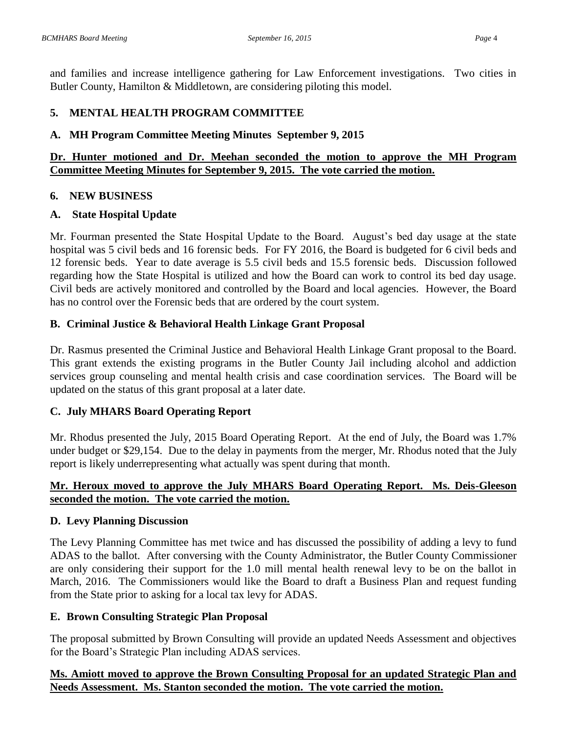and families and increase intelligence gathering for Law Enforcement investigations. Two cities in Butler County, Hamilton & Middletown, are considering piloting this model.

## 5. MENTAL HEALTH PROGRAM COMMITTEE

### A. MH Program Committee Meeting Minutes September 9, 2015

**Dr. Hunter motioned and Dr. Meehan seconded the motion to approve the MH Program Committee Meeting Minutes for September 9, 2015. The vote carried the motion.**

## 6. NEW BUSINESS

### A. State Hospital Update

Mr. Fourman presented the State Hospital Update to the Board. August's bed day usage at the state hospital was 5 civil beds and 16 forensic beds. For FY 2016, the Board is budgeted for 6 civil beds and 12 forensic beds. Year to date average is 5.5 civil beds and 15.5 forensic beds. Discussion followed regarding how the State Hospital is utilized and how the Board can work to control its bed day usage. Civil beds are actively monitored and controlled by the Board and local agencies. However, the Board has no control over the Forensic beds that are ordered by the court system.

### B. Criminal Justice & Behavioral Health Linkage Grant Proposal

Dr. Rasmus presented the Criminal Justice and Behavioral Health Linkage Grant proposal to the Board. This grant extends the existing programs in the Butler County Jail including alcohol and addiction services group counseling and mental health crisis and case coordination services. The Board will be updated on the status of this grant proposal at a later date.

### C. July MHARS Board Operating Report

Mr. Rhodus presented the July, 2015 Board Operating Report. At the end of July, the Board was 1.7% under budget or $29,154. Due to the delay in payments from the merger, Mr. Rhodus noted that the July report is likely underrepresenting what actually was spent during that month.

**Mr. Heroux moved to approve the July MHARS Board Operating Report. Ms. Deis-Gleeson seconded the motion. The vote carried the motion.**

### D. Levy Planning Discussion

The Levy Planning Committee has met twice and has discussed the possibility of adding a levy to fund ADAS to the ballot. After conversing with the County Administrator, the Butler County Commissioner are only considering their support for the 1.0 mill mental health renewal levy to be on the ballot in March, 2016. The Commissioners would like the Board to draft a Business Plan and request funding from the State prior to asking for a local tax levy for ADAS.

### E. Brown Consulting Strategic Plan Proposal

The proposal submitted by Brown Consulting will provide an updated Needs Assessment and objectives for the Board's Strategic Plan including ADAS services.

**Ms. Amiott moved to approve the Brown Consulting Proposal for an updated Strategic Plan and Needs Assessment. Ms. Stanton seconded the motion. The vote carried the motion.**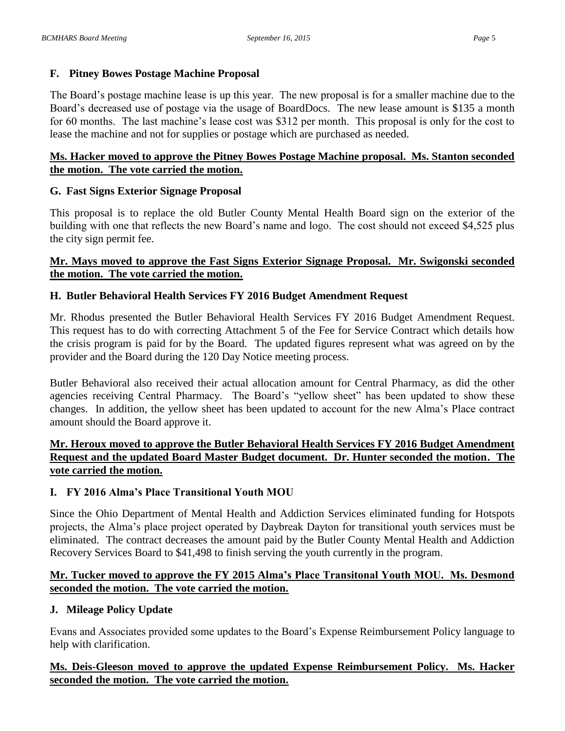### F. Pitney Bowes Postage Machine Proposal

The Board's postage machine lease is up this year. The new proposal is for a smaller machine due to the Board's decreased use of postage via the usage of BoardDocs. The new lease amount is $135 a month for 60 months. The last machine's lease cost was $312 per month. This proposal is only for the cost to lease the machine and not for supplies or postage which are purchased as needed.

**Ms. Hacker moved to approve the Pitney Bowes Postage Machine proposal. Ms. Stanton seconded the motion. The vote carried the motion.**

### G. Fast Signs Exterior Signage Proposal

This proposal is to replace the old Butler County Mental Health Board sign on the exterior of the building with one that reflects the new Board's name and logo. The cost should not exceed $4,525 plus the city sign permit fee.

**Mr. Mays moved to approve the Fast Signs Exterior Signage Proposal. Mr. Swigonski seconded the motion. The vote carried the motion.**

### H. Butler Behavioral Health Services FY 2016 Budget Amendment Request

Mr. Rhodus presented the Butler Behavioral Health Services FY 2016 Budget Amendment Request. This request has to do with correcting Attachment 5 of the Fee for Service Contract which details how the crisis program is paid for by the Board. The updated figures represent what was agreed on by the provider and the Board during the 120 Day Notice meeting process.

Butler Behavioral also received their actual allocation amount for Central Pharmacy, as did the other agencies receiving Central Pharmacy. The Board's "yellow sheet" has been updated to show these changes. In addition, the yellow sheet has been updated to account for the new Alma's Place contract amount should the Board approve it.

**Mr. Heroux moved to approve the Butler Behavioral Health Services FY 2016 Budget Amendment Request and the updated Board Master Budget document. Dr. Hunter seconded the motion. The vote carried the motion.**

### I. FY 2016 Alma's Place Transitional Youth MOU

Since the Ohio Department of Mental Health and Addiction Services eliminated funding for Hotspots projects, the Alma's place project operated by Daybreak Dayton for transitional youth services must be eliminated. The contract decreases the amount paid by the Butler County Mental Health and Addiction Recovery Services Board to $41,498 to finish serving the youth currently in the program.

**Mr. Tucker moved to approve the FY 2015 Alma's Place Transitonal Youth MOU. Ms. Desmond seconded the motion. The vote carried the motion.**

### J. Mileage Policy Update

Evans and Associates provided some updates to the Board's Expense Reimbursement Policy language to help with clarification.

**Ms. Deis-Gleeson moved to approve the updated Expense Reimbursement Policy. Ms. Hacker seconded the motion. The vote carried the motion.**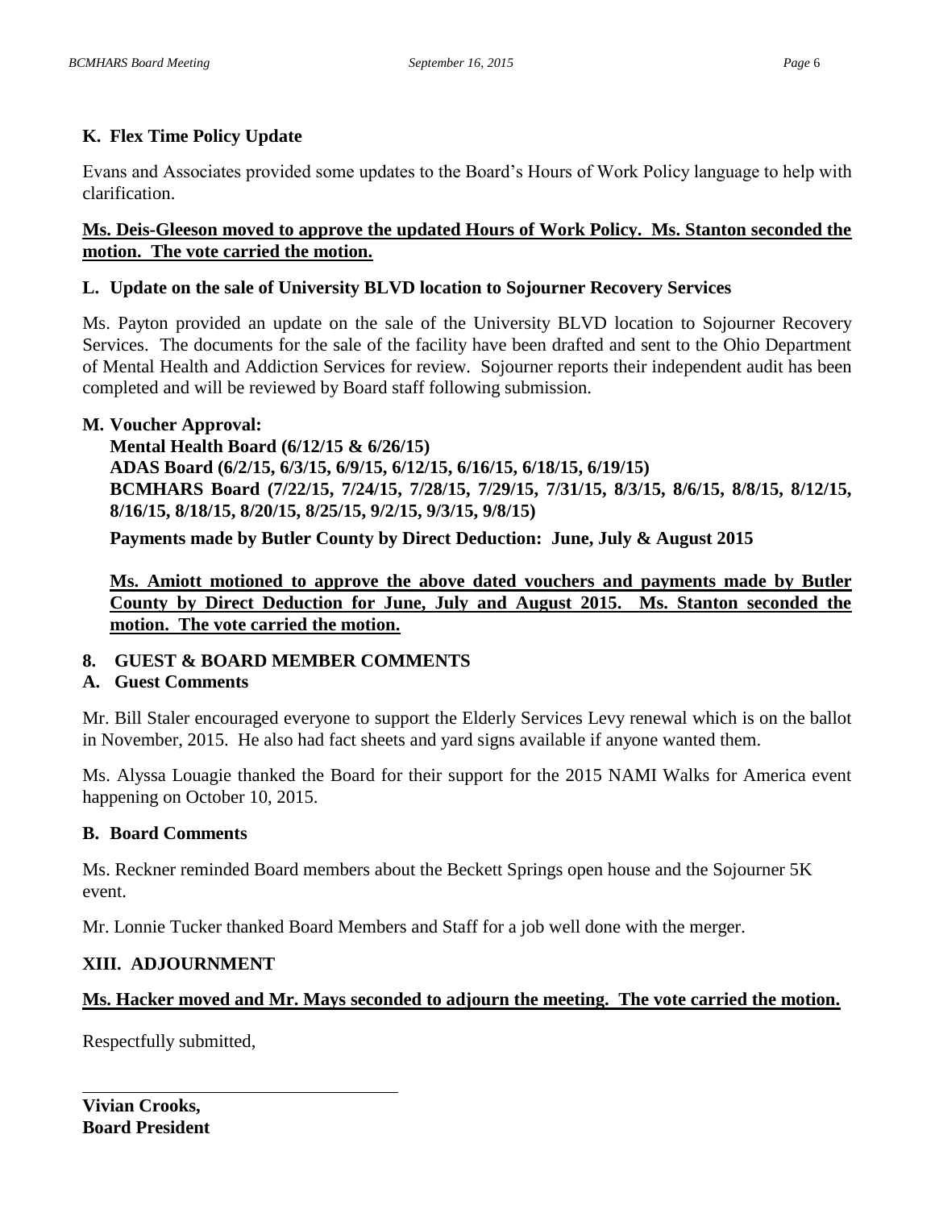### K. Flex Time Policy Update

Evans and Associates provided some updates to the Board's Hours of Work Policy language to help with clarification.

**Ms. Deis-Gleeson moved to approve the updated Hours of Work Policy. Ms. Stanton seconded the motion. The vote carried the motion.**

### L. Update on the sale of University BLVD location to Sojourner Recovery Services

Ms. Payton provided an update on the sale of the University BLVD location to Sojourner Recovery Services. The documents for the sale of the facility have been drafted and sent to the Ohio Department of Mental Health and Addiction Services for review. Sojourner reports their independent audit has been completed and will be reviewed by Board staff following submission.

### M. Voucher Approval:

**Mental Health Board (6/12/15 & 6/26/15)**
**ADAS Board (6/2/15, 6/3/15, 6/9/15, 6/12/15, 6/16/15, 6/18/15, 6/19/15)**
**BCMHARS Board (7/22/15, 7/24/15, 7/28/15, 7/29/15, 7/31/15, 8/3/15, 8/6/15, 8/8/15, 8/12/15, 8/16/15, 8/18/15, 8/20/15, 8/25/15, 9/2/15, 9/3/15, 9/8/15)**

**Payments made by Butler County by Direct Deduction: June, July & August 2015**

**Ms. Amiott motioned to approve the above dated vouchers and payments made by Butler County by Direct Deduction for June, July and August 2015. Ms. Stanton seconded the motion. The vote carried the motion.**

## 8. GUEST & BOARD MEMBER COMMENTS

### A. Guest Comments

Mr. Bill Staler encouraged everyone to support the Elderly Services Levy renewal which is on the ballot in November, 2015. He also had fact sheets and yard signs available if anyone wanted them.

Ms. Alyssa Louagie thanked the Board for their support for the 2015 NAMI Walks for America event happening on October 10, 2015.

### B. Board Comments

Ms. Reckner reminded Board members about the Beckett Springs open house and the Sojourner 5K event.

Mr. Lonnie Tucker thanked Board Members and Staff for a job well done with the merger.

## XIII. ADJOURNMENT

**Ms. Hacker moved and Mr. Mays seconded to adjourn the meeting. The vote carried the motion.**

Respectfully submitted,

\_\_\_\_\_\_\_\_\_\_\_\_\_\_\_\_\_\_\_\_\_\_\_\_\_\_\_\_\_\_\_\_\_\_\_\_

**Vivian Crooks,**
**Board President**